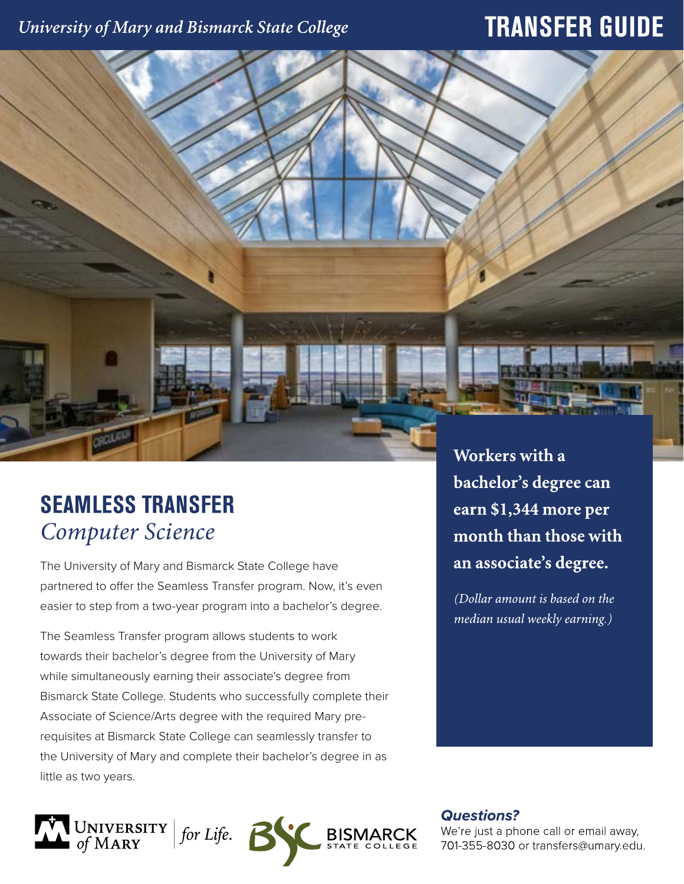University of Mary and Bismarck State College

# TRANSFER GUIDE

## SEAMLESS TRANSFER
*Computer Science*

The University of Mary and Bismarck State College have partnered to offer the Seamless Transfer program. Now, it's even easier to step from a two-year program into a bachelor's degree.

The Seamless Transfer program allows students to work towards their bachelor's degree from the University of Mary while simultaneously earning their associate's degree from Bismarck State College. Students who successfully complete their Associate of Science/Arts degree with the required Mary pre-requisites at Bismarck State College can seamlessly transfer to the University of Mary and complete their bachelor's degree in as little as two years.

**Workers with a bachelor's degree can earn $1,344 more per month than those with an associate's degree.**

*(Dollar amount is based on the median usual weekly earning.)*

University of Mary | *for Life.*

Bismarck State College

***Questions?***

We're just a phone call or email away, 701-355-8030 or transfers@umary.edu.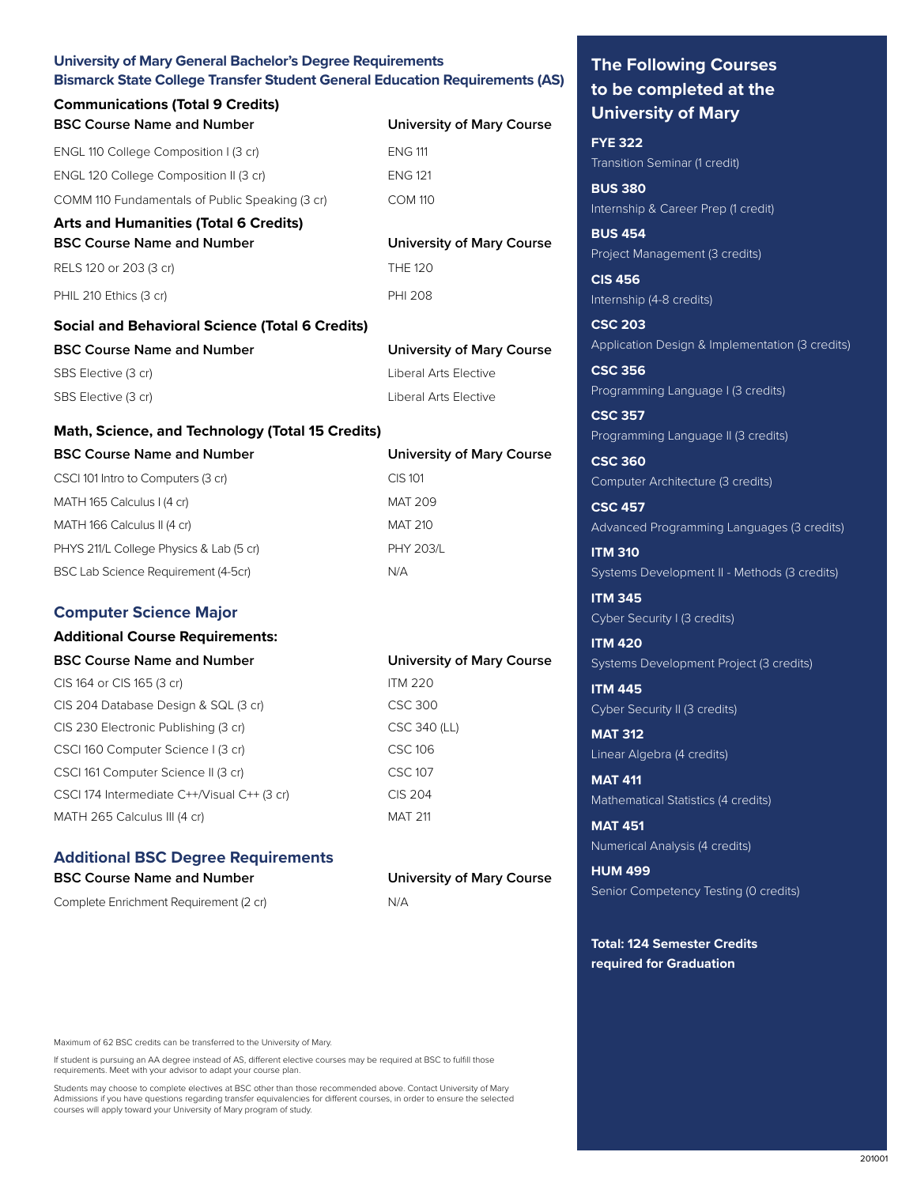## University of Mary General Bachelor's Degree Requirements
## Bismarck State College Transfer Student General Education Requirements (AS)

### Communications (Total 9 Credits)

| BSC Course Name and Number | University of Mary Course |
| --- | --- |
| ENGL 110 College Composition I (3 cr) | ENG 111 |
| ENGL 120 College Composition II (3 cr) | ENG 121 |
| COMM 110 Fundamentals of Public Speaking (3 cr) | COM 110 |

### Arts and Humanities (Total 6 Credits)

| BSC Course Name and Number | University of Mary Course |
| --- | --- |
| RELS 120 or 203 (3 cr) | THE 120 |
| PHIL 210 Ethics (3 cr) | PHI 208 |

### Social and Behavioral Science (Total 6 Credits)

| BSC Course Name and Number | University of Mary Course |
| --- | --- |
| SBS Elective (3 cr) | Liberal Arts Elective |
| SBS Elective (3 cr) | Liberal Arts Elective |

### Math, Science, and Technology (Total 15 Credits)

| BSC Course Name and Number | University of Mary Course |
| --- | --- |
| CSCI 101 Intro to Computers (3 cr) | CIS 101 |
| MATH 165 Calculus I (4 cr) | MAT 209 |
| MATH 166 Calculus II (4 cr) | MAT 210 |
| PHYS 211/L College Physics & Lab (5 cr) | PHY 203/L |
| BSC Lab Science Requirement (4-5cr) | N/A |

## Computer Science Major

### Additional Course Requirements:

| BSC Course Name and Number | University of Mary Course |
| --- | --- |
| CIS 164 or CIS 165 (3 cr) | ITM 220 |
| CIS 204 Database Design & SQL (3 cr) | CSC 300 |
| CIS 230 Electronic Publishing (3 cr) | CSC 340 (LL) |
| CSCI 160 Computer Science I (3 cr) | CSC 106 |
| CSCI 161 Computer Science II (3 cr) | CSC 107 |
| CSCI 174 Intermediate C++/Visual C++ (3 cr) | CIS 204 |
| MATH 265 Calculus III (4 cr) | MAT 211 |

## Additional BSC Degree Requirements

| BSC Course Name and Number | University of Mary Course |
| --- | --- |
| Complete Enrichment Requirement (2 cr) | N/A |

Maximum of 62 BSC credits can be transferred to the University of Mary.

If student is pursuing an AA degree instead of AS, different elective courses may be required at BSC to fulfill those requirements. Meet with your advisor to adapt your course plan.

Students may choose to complete electives at BSC other than those recommended above. Contact University of Mary Admissions if you have questions regarding transfer equivalencies for different courses, in order to ensure the selected courses will apply toward your University of Mary program of study.

## The Following Courses to be completed at the University of Mary

**FYE 322**
Transition Seminar (1 credit)

**BUS 380**
Internship & Career Prep (1 credit)

**BUS 454**
Project Management (3 credits)

**CIS 456**
Internship (4-8 credits)

**CSC 203**
Application Design & Implementation (3 credits)

**CSC 356**
Programming Language I (3 credits)

**CSC 357**
Programming Language II (3 credits)

**CSC 360**
Computer Architecture (3 credits)

**CSC 457**
Advanced Programming Languages (3 credits)

**ITM 310**
Systems Development II - Methods (3 credits)

**ITM 345**
Cyber Security I (3 credits)

**ITM 420**
Systems Development Project (3 credits)

**ITM 445**
Cyber Security II (3 credits)

**MAT 312**
Linear Algebra (4 credits)

**MAT 411**
Mathematical Statistics (4 credits)

**MAT 451**
Numerical Analysis (4 credits)

**HUM 499**
Senior Competency Testing (0 credits)

**Total: 124 Semester Credits required for Graduation**

201001